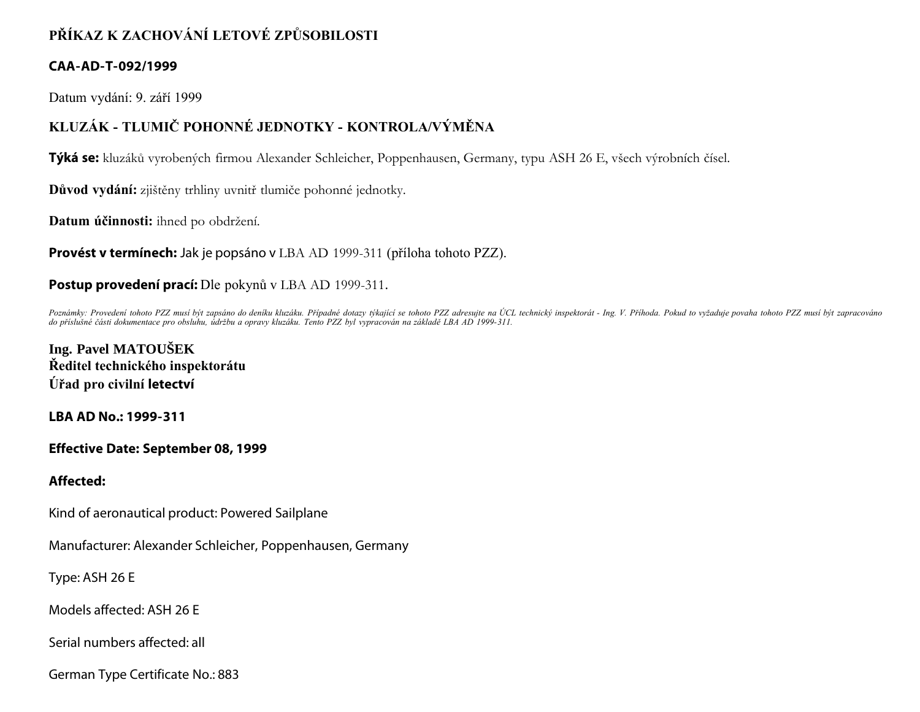# PŘÍKAZ K ZACHOVÁNÍ LETOVÉ ZPŮSOBILOSTI

**CAA-AD-T-092/1999**

Datum vydání: 9. září 1999

## KLUZÁK - TLUMIČ POHONNÉ JEDNOTKY - KONTROLA/VÝMĚNA

**Týká se:** kluzáků vyrobených firmou Alexander Schleicher, Poppenhausen, Germany, typu ASH 26 E, všech výrobních čísel.

**Důvod vydání:** zjištěny trhliny uvnitř tlumiče pohonné jednotky.

**Datum účinnosti:** ihned po obdržení.

**Provést v termínech:** Jak je popsáno v LBA AD 1999-311 (příloha tohoto PZZ).

**Postup provedení prací:** Dle pokynů v LBA AD 1999-311.

*Poznámky: Provedení tohoto PZZ musí být zapsáno do deníku kluzáku. Případné dotazy týkající se tohoto PZZ adresujte na ÚCL technický inspektorát - Ing. V. Příhoda. Pokud to vyžaduje povaha tohoto PZZ musí být zapracováno do příslušné části dokumentace pro obsluhu, údržbu a opravy kluzáku. Tento PZZ byl vypracován na základě LBA AD 1999-311.*

**Ing. Pavel MATOUŠEK**
**Ředitel technického inspektorátu**
**Úřad pro civilní letectví**

**LBA AD No.: 1999-311**

**Effective Date: September 08, 1999**

**Affected:**

Kind of aeronautical product: Powered Sailplane

Manufacturer: Alexander Schleicher, Poppenhausen, Germany

Type: ASH 26 E

Models affected: ASH 26 E

Serial numbers affected: all

German Type Certificate No.: 883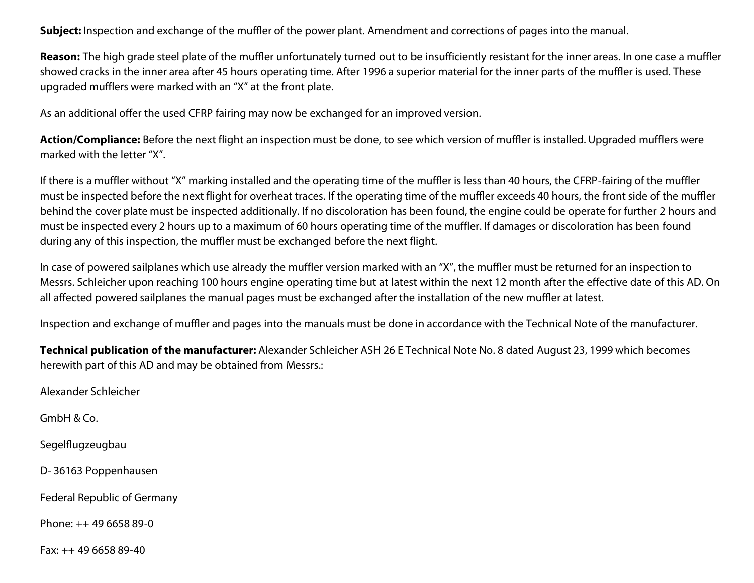**Subject:** Inspection and exchange of the muffler of the power plant. Amendment and corrections of pages into the manual.

**Reason:** The high grade steel plate of the muffler unfortunately turned out to be insufficiently resistant for the inner areas. In one case a muffler showed cracks in the inner area after 45 hours operating time. After 1996 a superior material for the inner parts of the muffler is used. These upgraded mufflers were marked with an "X" at the front plate.

As an additional offer the used CFRP fairing may now be exchanged for an improved version.

**Action/Compliance:** Before the next flight an inspection must be done, to see which version of muffler is installed. Upgraded mufflers were marked with the letter "X".

If there is a muffler without "X" marking installed and the operating time of the muffler is less than 40 hours, the CFRP-fairing of the muffler must be inspected before the next flight for overheat traces. If the operating time of the muffler exceeds 40 hours, the front side of the muffler behind the cover plate must be inspected additionally. If no discoloration has been found, the engine could be operate for further 2 hours and must be inspected every 2 hours up to a maximum of 60 hours operating time of the muffler. If damages or discoloration has been found during any of this inspection, the muffler must be exchanged before the next flight.

In case of powered sailplanes which use already the muffler version marked with an "X", the muffler must be returned for an inspection to Messrs. Schleicher upon reaching 100 hours engine operating time but at latest within the next 12 month after the effective date of this AD. On all affected powered sailplanes the manual pages must be exchanged after the installation of the new muffler at latest.

Inspection and exchange of muffler and pages into the manuals must be done in accordance with the Technical Note of the manufacturer.

**Technical publication of the manufacturer:** Alexander Schleicher ASH 26 E Technical Note No. 8 dated August 23, 1999 which becomes herewith part of this AD and may be obtained from Messrs.:

Alexander Schleicher

GmbH & Co.

Segelflugzeugbau

D- 36163 Poppenhausen

Federal Republic of Germany

Phone: ++ 49 6658 89-0

Fax: ++ 49 6658 89-40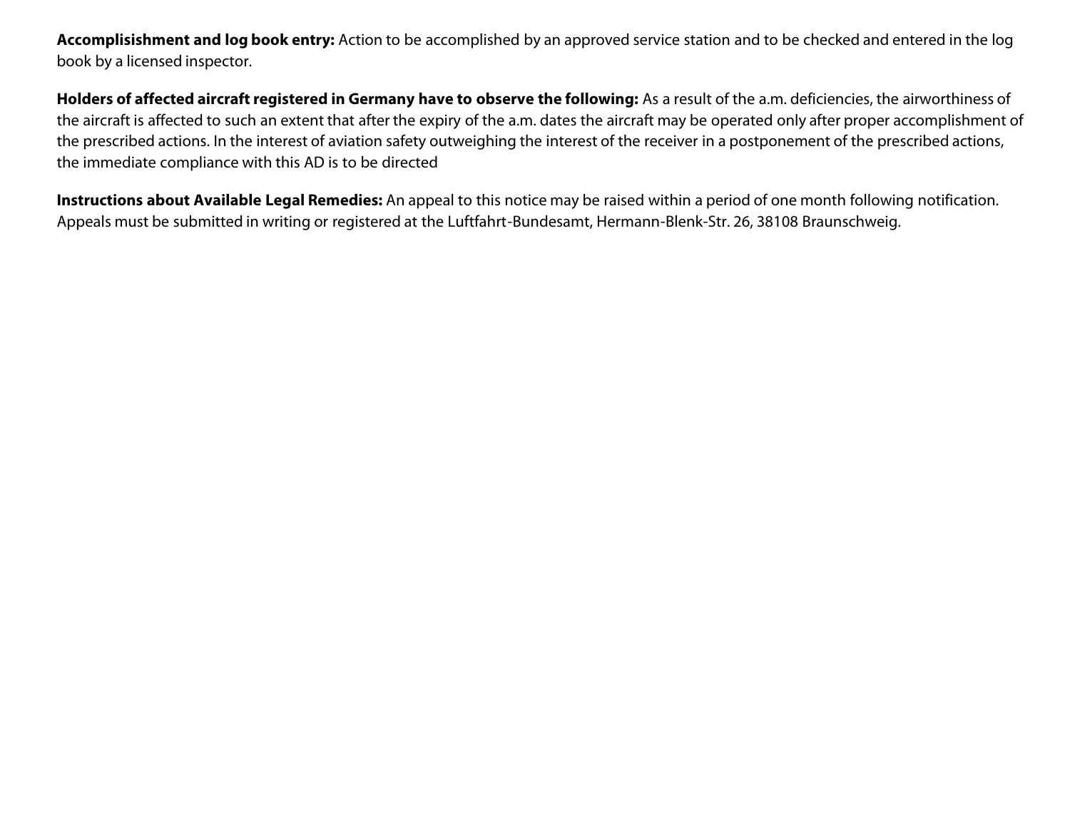**Accomplisishment and log book entry:** Action to be accomplished by an approved service station and to be checked and entered in the log book by a licensed inspector.

**Holders of affected aircraft registered in Germany have to observe the following:** As a result of the a.m. deficiencies, the airworthiness of the aircraft is affected to such an extent that after the expiry of the a.m. dates the aircraft may be operated only after proper accomplishment of the prescribed actions. In the interest of aviation safety outweighing the interest of the receiver in a postponement of the prescribed actions, the immediate compliance with this AD is to be directed

**Instructions about Available Legal Remedies:** An appeal to this notice may be raised within a period of one month following notification. Appeals must be submitted in writing or registered at the Luftfahrt-Bundesamt, Hermann-Blenk-Str. 26, 38108 Braunschweig.